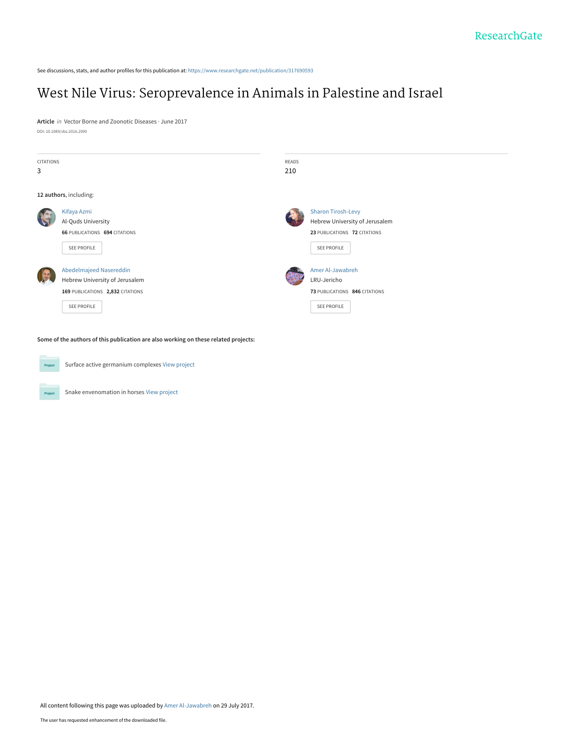See discussions, stats, and author profiles for this publication at: https://www.researchgate.net/publication/317690593

# West Nile Virus: Seroprevalence in Animals in Palestine and Israel

**Article** *in* Vector Borne and Zoonotic Diseases · June 2017

DOI: 10.1089/vbz.2016.2090

CITATIONS
3

READS
210

**12 authors**, including:

Kifaya Azmi
Al-Quds University
**66** PUBLICATIONS **694** CITATIONS

SEE PROFILE

Sharon Tirosh-Levy
Hebrew University of Jerusalem
**23** PUBLICATIONS **72** CITATIONS

SEE PROFILE

Abedelmajeed Nasereddin
Hebrew University of Jerusalem
**169** PUBLICATIONS **2,832** CITATIONS

SEE PROFILE

Amer Al-Jawabreh
LRU-Jericho
**73** PUBLICATIONS **846** CITATIONS

SEE PROFILE

**Some of the authors of this publication are also working on these related projects:**

Surface active germanium complexes View project

Snake envenomation in horses View project

All content following this page was uploaded by Amer Al-Jawabreh on 29 July 2017.

The user has requested enhancement of the downloaded file.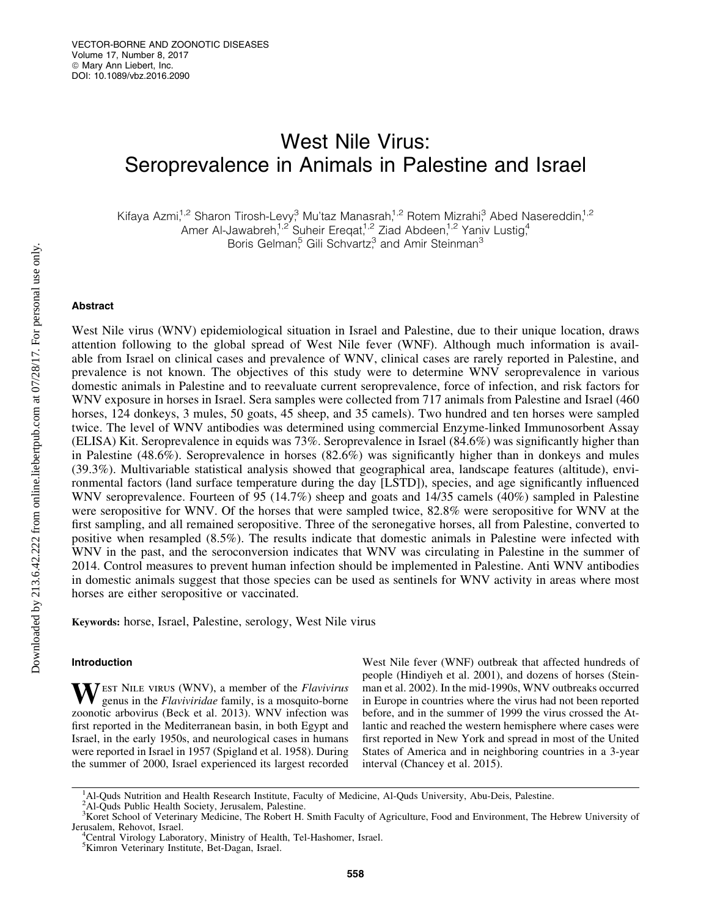# West Nile Virus: Seroprevalence in Animals in Palestine and Israel

Kifaya Azmi,[1,2] Sharon Tirosh-Levy,[3] Mu'taz Manasrah,[1,2] Rotem Mizrahi,[3] Abed Nasereddin,[1,2] Amer Al-Jawabreh,[1,2] Suheir Ereqat,[1,2] Ziad Abdeen,[1,2] Yaniv Lustig,[4] Boris Gelman,[5] Gili Schvartz,[3] and Amir Steinman[3]

## Abstract

West Nile virus (WNV) epidemiological situation in Israel and Palestine, due to their unique location, draws attention following to the global spread of West Nile fever (WNF). Although much information is available from Israel on clinical cases and prevalence of WNV, clinical cases are rarely reported in Palestine, and prevalence is not known. The objectives of this study were to determine WNV seroprevalence in various domestic animals in Palestine and to reevaluate current seroprevalence, force of infection, and risk factors for WNV exposure in horses in Israel. Sera samples were collected from 717 animals from Palestine and Israel (460 horses, 124 donkeys, 3 mules, 50 goats, 45 sheep, and 35 camels). Two hundred and ten horses were sampled twice. The level of WNV antibodies was determined using commercial Enzyme-linked Immunosorbent Assay (ELISA) Kit. Seroprevalence in equids was 73%. Seroprevalence in Israel (84.6%) was significantly higher than in Palestine (48.6%). Seroprevalence in horses (82.6%) was significantly higher than in donkeys and mules (39.3%). Multivariable statistical analysis showed that geographical area, landscape features (altitude), environmental factors (land surface temperature during the day [LSTD]), species, and age significantly influenced WNV seroprevalence. Fourteen of 95 (14.7%) sheep and goats and 14/35 camels (40%) sampled in Palestine were seropositive for WNV. Of the horses that were sampled twice, 82.8% were seropositive for WNV at the first sampling, and all remained seropositive. Three of the seronegative horses, all from Palestine, converted to positive when resampled (8.5%). The results indicate that domestic animals in Palestine were infected with WNV in the past, and the seroconversion indicates that WNV was circulating in Palestine in the summer of 2014. Control measures to prevent human infection should be implemented in Palestine. Anti WNV antibodies in domestic animals suggest that those species can be used as sentinels for WNV activity in areas where most horses are either seropositive or vaccinated.

**Keywords:** horse, Israel, Palestine, serology, West Nile virus

## Introduction

West Nile virus (WNV), a member of the *Flavivirus* genus in the *Flaviviridae* family, is a mosquito-borne zoonotic arbovirus (Beck et al. 2013). WNV infection was first reported in the Mediterranean basin, in both Egypt and Israel, in the early 1950s, and neurological cases in humans were reported in Israel in 1957 (Spigland et al. 1958). During the summer of 2000, Israel experienced its largest recorded West Nile fever (WNF) outbreak that affected hundreds of people (Hindiyeh et al. 2001), and dozens of horses (Steinman et al. 2002). In the mid-1990s, WNV outbreaks occurred in Europe in countries where the virus had not been reported before, and in the summer of 1999 the virus crossed the Atlantic and reached the western hemisphere where cases were first reported in New York and spread in most of the United States of America and in neighboring countries in a 3-year interval (Chancey et al. 2015).

[1]Al-Quds Nutrition and Health Research Institute, Faculty of Medicine, Al-Quds University, Abu-Deis, Palestine.
[2]Al-Quds Public Health Society, Jerusalem, Palestine.
[3]Koret School of Veterinary Medicine, The Robert H. Smith Faculty of Agriculture, Food and Environment, The Hebrew University of Jerusalem, Rehovot, Israel.
[4]Central Virology Laboratory, Ministry of Health, Tel-Hashomer, Israel.
[5]Kimron Veterinary Institute, Bet-Dagan, Israel.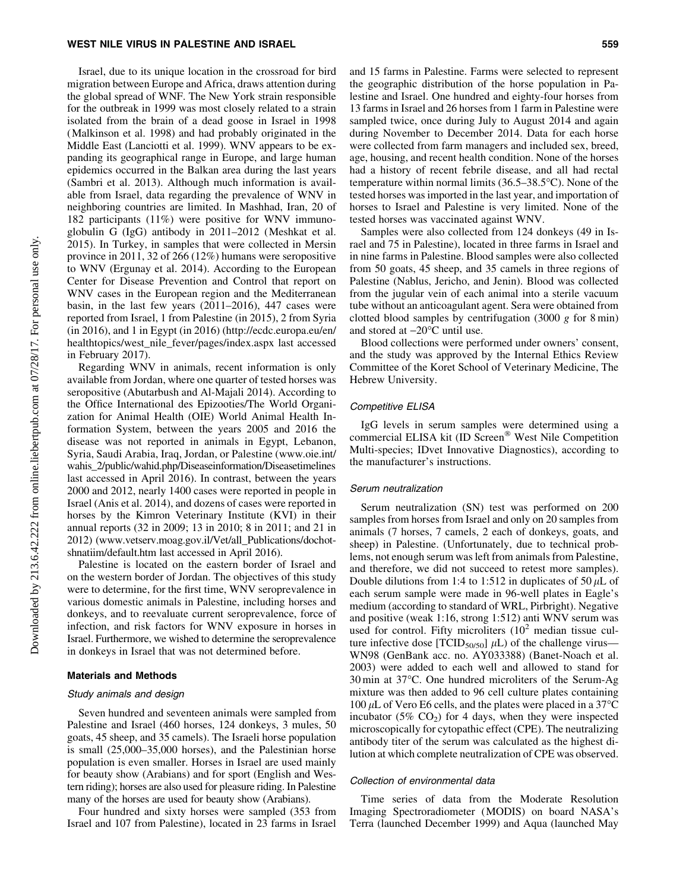Israel, due to its unique location in the crossroad for bird migration between Europe and Africa, draws attention during the global spread of WNF. The New York strain responsible for the outbreak in 1999 was most closely related to a strain isolated from the brain of a dead goose in Israel in 1998 (Malkinson et al. 1998) and had probably originated in the Middle East (Lanciotti et al. 1999). WNV appears to be expanding its geographical range in Europe, and large human epidemics occurred in the Balkan area during the last years (Sambri et al. 2013). Although much information is available from Israel, data regarding the prevalence of WNV in neighboring countries are limited. In Mashhad, Iran, 20 of 182 participants (11%) were positive for WNV immunoglobulin G (IgG) antibody in 2011–2012 (Meshkat et al. 2015). In Turkey, in samples that were collected in Mersin province in 2011, 32 of 266 (12%) humans were seropositive to WNV (Ergunay et al. 2014). According to the European Center for Disease Prevention and Control that report on WNV cases in the European region and the Mediterranean basin, in the last few years (2011–2016), 447 cases were reported from Israel, 1 from Palestine (in 2015), 2 from Syria (in 2016), and 1 in Egypt (in 2016) (http://ecdc.europa.eu/en/healthtopics/west_nile_fever/pages/index.aspx last accessed in February 2017).

Regarding WNV in animals, recent information is only available from Jordan, where one quarter of tested horses was seropositive (Abutarbush and Al-Majali 2014). According to the Office International des Epizooties/The World Organization for Animal Health (OIE) World Animal Health Information System, between the years 2005 and 2016 the disease was not reported in animals in Egypt, Lebanon, Syria, Saudi Arabia, Iraq, Jordan, or Palestine (www.oie.int/wahis_2/public/wahid.php/Diseaseinformation/Diseasetimelines last accessed in April 2016). In contrast, between the years 2000 and 2012, nearly 1400 cases were reported in people in Israel (Anis et al. 2014), and dozens of cases were reported in horses by the Kimron Veterinary Institute (KVI) in their annual reports (32 in 2009; 13 in 2010; 8 in 2011; and 21 in 2012) (www.vetserv.moag.gov.il/Vet/all_Publications/dochot-shnatiim/default.htm last accessed in April 2016).

Palestine is located on the eastern border of Israel and on the western border of Jordan. The objectives of this study were to determine, for the first time, WNV seroprevalence in various domestic animals in Palestine, including horses and donkeys, and to reevaluate current seroprevalence, force of infection, and risk factors for WNV exposure in horses in Israel. Furthermore, we wished to determine the seroprevalence in donkeys in Israel that was not determined before.

## Materials and Methods

### Study animals and design

Seven hundred and seventeen animals were sampled from Palestine and Israel (460 horses, 124 donkeys, 3 mules, 50 goats, 45 sheep, and 35 camels). The Israeli horse population is small (25,000–35,000 horses), and the Palestinian horse population is even smaller. Horses in Israel are used mainly for beauty show (Arabians) and for sport (English and Western riding); horses are also used for pleasure riding. In Palestine many of the horses are used for beauty show (Arabians).

Four hundred and sixty horses were sampled (353 from Israel and 107 from Palestine), located in 23 farms in Israel and 15 farms in Palestine. Farms were selected to represent the geographic distribution of the horse population in Palestine and Israel. One hundred and eighty-four horses from 13 farms in Israel and 26 horses from 1 farm in Palestine were sampled twice, once during July to August 2014 and again during November to December 2014. Data for each horse were collected from farm managers and included sex, breed, age, housing, and recent health condition. None of the horses had a history of recent febrile disease, and all had rectal temperature within normal limits (36.5–38.5°C). None of the tested horses was imported in the last year, and importation of horses to Israel and Palestine is very limited. None of the tested horses was vaccinated against WNV.

Samples were also collected from 124 donkeys (49 in Israel and 75 in Palestine), located in three farms in Israel and in nine farms in Palestine. Blood samples were also collected from 50 goats, 45 sheep, and 35 camels in three regions of Palestine (Nablus, Jericho, and Jenin). Blood was collected from the jugular vein of each animal into a sterile vacuum tube without an anticoagulant agent. Sera were obtained from clotted blood samples by centrifugation (3000 *g* for 8 min) and stored at −20°C until use.

Blood collections were performed under owners' consent, and the study was approved by the Internal Ethics Review Committee of the Koret School of Veterinary Medicine, The Hebrew University.

### Competitive ELISA

IgG levels in serum samples were determined using a commercial ELISA kit (ID Screen® West Nile Competition Multi-species; IDvet Innovative Diagnostics), according to the manufacturer's instructions.

### Serum neutralization

Serum neutralization (SN) test was performed on 200 samples from horses from Israel and only on 20 samples from animals (7 horses, 7 camels, 2 each of donkeys, goats, and sheep) in Palestine. (Unfortunately, due to technical problems, not enough serum was left from animals from Palestine, and therefore, we did not succeed to retest more samples). Double dilutions from 1:4 to 1:512 in duplicates of 50 $\mu$L of each serum sample were made in 96-well plates in Eagle's medium (according to standard of WRL, Pirbright). Negative and positive (weak 1:16, strong 1:512) anti WNV serum was used for control. Fifty microliters ($10^2$ median tissue culture infective dose [$TCID_{50/50}$] $\mu$L) of the challenge virus—WN98 (GenBank acc. no. AY033388) (Banet-Noach et al. 2003) were added to each well and allowed to stand for 30 min at 37°C. One hundred microliters of the Serum-Ag mixture was then added to 96 cell culture plates containing 100 $\mu$L of Vero E6 cells, and the plates were placed in a 37°C incubator (5% $CO_2$) for 4 days, when they were inspected microscopically for cytopathic effect (CPE). The neutralizing antibody titer of the serum was calculated as the highest dilution at which complete neutralization of CPE was observed.

### Collection of environmental data

Time series of data from the Moderate Resolution Imaging Spectroradiometer (MODIS) on board NASA's Terra (launched December 1999) and Aqua (launched May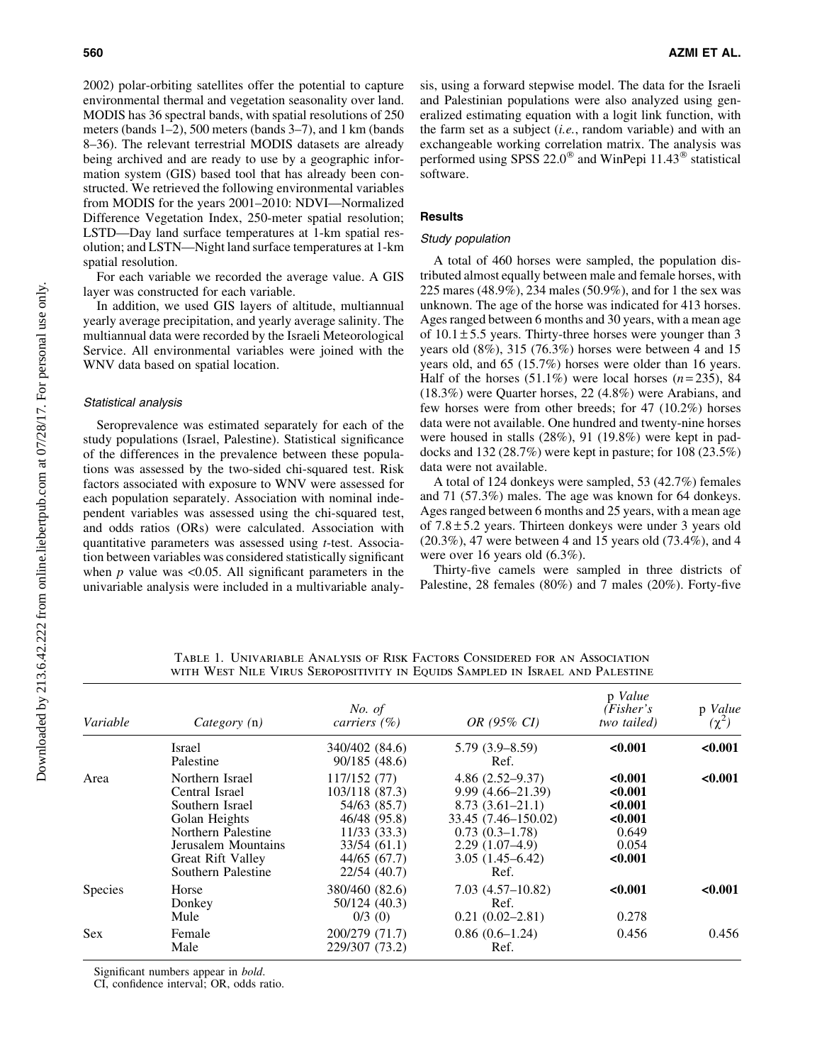2002) polar-orbiting satellites offer the potential to capture environmental thermal and vegetation seasonality over land. MODIS has 36 spectral bands, with spatial resolutions of 250 meters (bands 1–2), 500 meters (bands 3–7), and 1 km (bands 8–36). The relevant terrestrial MODIS datasets are already being archived and are ready to use by a geographic information system (GIS) based tool that has already been constructed. We retrieved the following environmental variables from MODIS for the years 2001–2010: NDVI—Normalized Difference Vegetation Index, 250-meter spatial resolution; LSTD—Day land surface temperatures at 1-km spatial resolution; and LSTN—Night land surface temperatures at 1-km spatial resolution.

For each variable we recorded the average value. A GIS layer was constructed for each variable.

In addition, we used GIS layers of altitude, multiannual yearly average precipitation, and yearly average salinity. The multiannual data were recorded by the Israeli Meteorological Service. All environmental variables were joined with the WNV data based on spatial location.

### Statistical analysis

Seroprevalence was estimated separately for each of the study populations (Israel, Palestine). Statistical significance of the differences in the prevalence between these populations was assessed by the two-sided chi-squared test. Risk factors associated with exposure to WNV were assessed for each population separately. Association with nominal independent variables was assessed using the chi-squared test, and odds ratios (ORs) were calculated. Association with quantitative parameters was assessed using *t*-test. Association between variables was considered statistically significant when *p* value was <0.05. All significant parameters in the univariable analysis were included in a multivariable analysis, using a forward stepwise model. The data for the Israeli and Palestinian populations were also analyzed using generalized estimating equation with a logit link function, with the farm set as a subject (*i.e.*, random variable) and with an exchangeable working correlation matrix. The analysis was performed using SPSS 22.0® and WinPepi 11.43® statistical software.

## Results

### Study population

A total of 460 horses were sampled, the population distributed almost equally between male and female horses, with 225 mares (48.9%), 234 males (50.9%), and for 1 the sex was unknown. The age of the horse was indicated for 413 horses. Ages ranged between 6 months and 30 years, with a mean age of 10.1 ± 5.5 years. Thirty-three horses were younger than 3 years old (8%), 315 (76.3%) horses were between 4 and 15 years old, and 65 (15.7%) horses were older than 16 years. Half of the horses (51.1%) were local horses (*n* = 235), 84 (18.3%) were Quarter horses, 22 (4.8%) were Arabians, and few horses were from other breeds; for 47 (10.2%) horses data were not available. One hundred and twenty-nine horses were housed in stalls (28%), 91 (19.8%) were kept in paddocks and 132 (28.7%) were kept in pasture; for 108 (23.5%) data were not available.

A total of 124 donkeys were sampled, 53 (42.7%) females and 71 (57.3%) males. The age was known for 64 donkeys. Ages ranged between 6 months and 25 years, with a mean age of 7.8 ± 5.2 years. Thirteen donkeys were under 3 years old (20.3%), 47 were between 4 and 15 years old (73.4%), and 4 were over 16 years old (6.3%).

Thirty-five camels were sampled in three districts of Palestine, 28 females (80%) and 7 males (20%). Forty-five

Table 1. Univariable Analysis of Risk Factors Considered for an Association with West Nile Virus Seropositivity in Equids Sampled in Israel and Palestine

| *Variable* | *Category* (n) | *No. of carriers (%)* | *OR (95% CI)* | p *Value (Fisher's two tailed)* | p *Value* ($\chi^2$) |
|---|---|---|---|---|---|
| | Israel | 340/402 (84.6) | 5.79 (3.9–8.59) | **<0.001** | **<0.001** |
| | Palestine | 90/185 (48.6) | Ref. | | |
| Area | Northern Israel | 117/152 (77) | 4.86 (2.52–9.37) | **<0.001** | **<0.001** |
| | Central Israel | 103/118 (87.3) | 9.99 (4.66–21.39) | **<0.001** | |
| | Southern Israel | 54/63 (85.7) | 8.73 (3.61–21.1) | **<0.001** | |
| | Golan Heights | 46/48 (95.8) | 33.45 (7.46–150.02) | **<0.001** | |
| | Northern Palestine | 11/33 (33.3) | 0.73 (0.3–1.78) | 0.649 | |
| | Jerusalem Mountains | 33/54 (61.1) | 2.29 (1.07–4.9) | 0.054 | |
| | Great Rift Valley | 44/65 (67.7) | 3.05 (1.45–6.42) | **<0.001** | |
| | Southern Palestine | 22/54 (40.7) | Ref. | | |
| Species | Horse | 380/460 (82.6) | 7.03 (4.57–10.82) | **<0.001** | **<0.001** |
| | Donkey | 50/124 (40.3) | Ref. | | |
| | Mule | 0/3 (0) | 0.21 (0.02–2.81) | 0.278 | |
| Sex | Female | 200/279 (71.7) | 0.86 (0.6–1.24) | 0.456 | 0.456 |
| | Male | 229/307 (73.2) | Ref. | | |

Significant numbers appear in *bold*.
CI, confidence interval; OR, odds ratio.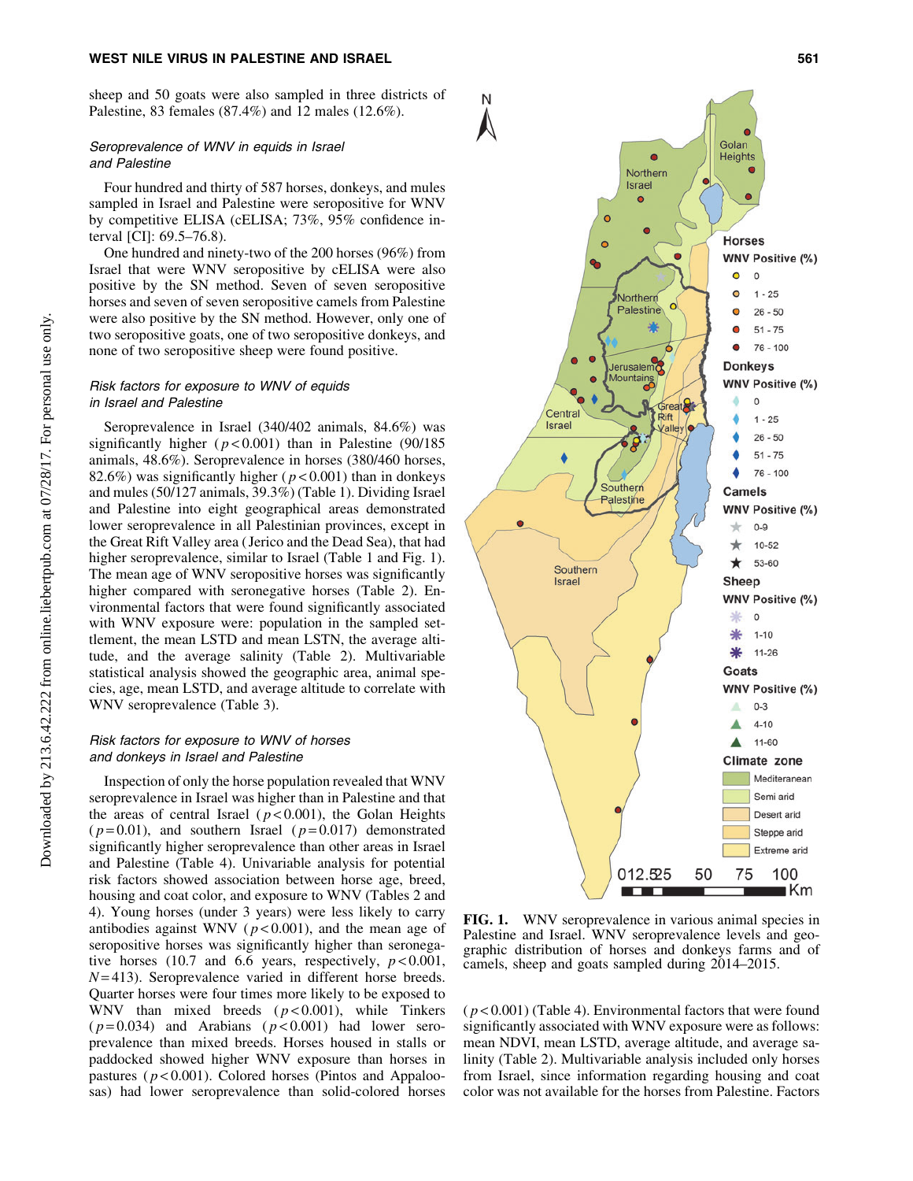sheep and 50 goats were also sampled in three districts of Palestine, 83 females (87.4%) and 12 males (12.6%).

### *Seroprevalence of WNV in equids in Israel and Palestine*

Four hundred and thirty of 587 horses, donkeys, and mules sampled in Israel and Palestine were seropositive for WNV by competitive ELISA (cELISA; 73%, 95% confidence interval [CI]: 69.5–76.8).

One hundred and ninety-two of the 200 horses (96%) from Israel that were WNV seropositive by cELISA were also positive by the SN method. Seven of seven seropositive horses and seven of seven seropositive camels from Palestine were also positive by the SN method. However, only one of two seropositive goats, one of two seropositive donkeys, and none of two seropositive sheep were found positive.

### *Risk factors for exposure to WNV of equids in Israel and Palestine*

Seroprevalence in Israel (340/402 animals, 84.6%) was significantly higher ($p<0.001$) than in Palestine (90/185 animals, 48.6%). Seroprevalence in horses (380/460 horses, 82.6%) was significantly higher ($p<0.001$) than in donkeys and mules (50/127 animals, 39.3%) (Table 1). Dividing Israel and Palestine into eight geographical areas demonstrated lower seroprevalence in all Palestinian provinces, except in the Great Rift Valley area (Jerico and the Dead Sea), that had higher seroprevalence, similar to Israel (Table 1 and Fig. 1). The mean age of WNV seropositive horses was significantly higher compared with seronegative horses (Table 2). Environmental factors that were found significantly associated with WNV exposure were: population in the sampled settlement, the mean LSTD and mean LSTN, the average altitude, and the average salinity (Table 2). Multivariable statistical analysis showed the geographic area, animal species, age, mean LSTD, and average altitude to correlate with WNV seroprevalence (Table 3).

### *Risk factors for exposure to WNV of horses and donkeys in Israel and Palestine*

Inspection of only the horse population revealed that WNV seroprevalence in Israel was higher than in Palestine and that the areas of central Israel ($p<0.001$), the Golan Heights ($p=0.01$), and southern Israel ($p=0.017$) demonstrated significantly higher seroprevalence than other areas in Israel and Palestine (Table 4). Univariable analysis for potential risk factors showed association between horse age, breed, housing and coat color, and exposure to WNV (Tables 2 and 4). Young horses (under 3 years) were less likely to carry antibodies against WNV ($p<0.001$), and the mean age of seropositive horses was significantly higher than seronegative horses (10.7 and 6.6 years, respectively, $p<0.001$, $N=413$). Seroprevalence varied in different horse breeds. Quarter horses were four times more likely to be exposed to WNV than mixed breeds ($p<0.001$), while Tinkers ($p=0.034$) and Arabians ($p<0.001$) had lower seroprevalence than mixed breeds. Horses housed in stalls or paddocked showed higher WNV exposure than horses in pastures ($p<0.001$). Colored horses (Pintos and Appaloosas) had lower seroprevalence than solid-colored horses

N

Golan Heights
Northern Israel
Northern Palestine
Jerusalem Mountains
Central Israel
Great Rift Valley
Southern Palestine
Southern Israel

Horses
WNV Positive (%)
0
1 - 25
26 - 50
51 - 75
76 - 100

Donkeys
WNV Positive (%)
0
1 - 25
26 - 50
51 - 75
76 - 100

Camels
WNV Positive (%)
0-9
10-52
53-60

Sheep
WNV Positive (%)
0
1-10
11-26

Goats
WNV Positive (%)
0-3
4-10
11-60

Climate zone
Mediterranean
Semi arid
Desert arid
Steppe arid
Extreme arid

012.525 50 75 100
Km

**FIG. 1.** WNV seroprevalence in various animal species in Palestine and Israel. WNV seroprevalence levels and geographic distribution of horses and donkeys farms and of camels, sheep and goats sampled during 2014–2015.

($p<0.001$) (Table 4). Environmental factors that were found significantly associated with WNV exposure were as follows: mean NDVI, mean LSTD, average altitude, and average salinity (Table 2). Multivariable analysis included only horses from Israel, since information regarding housing and coat color was not available for the horses from Palestine. Factors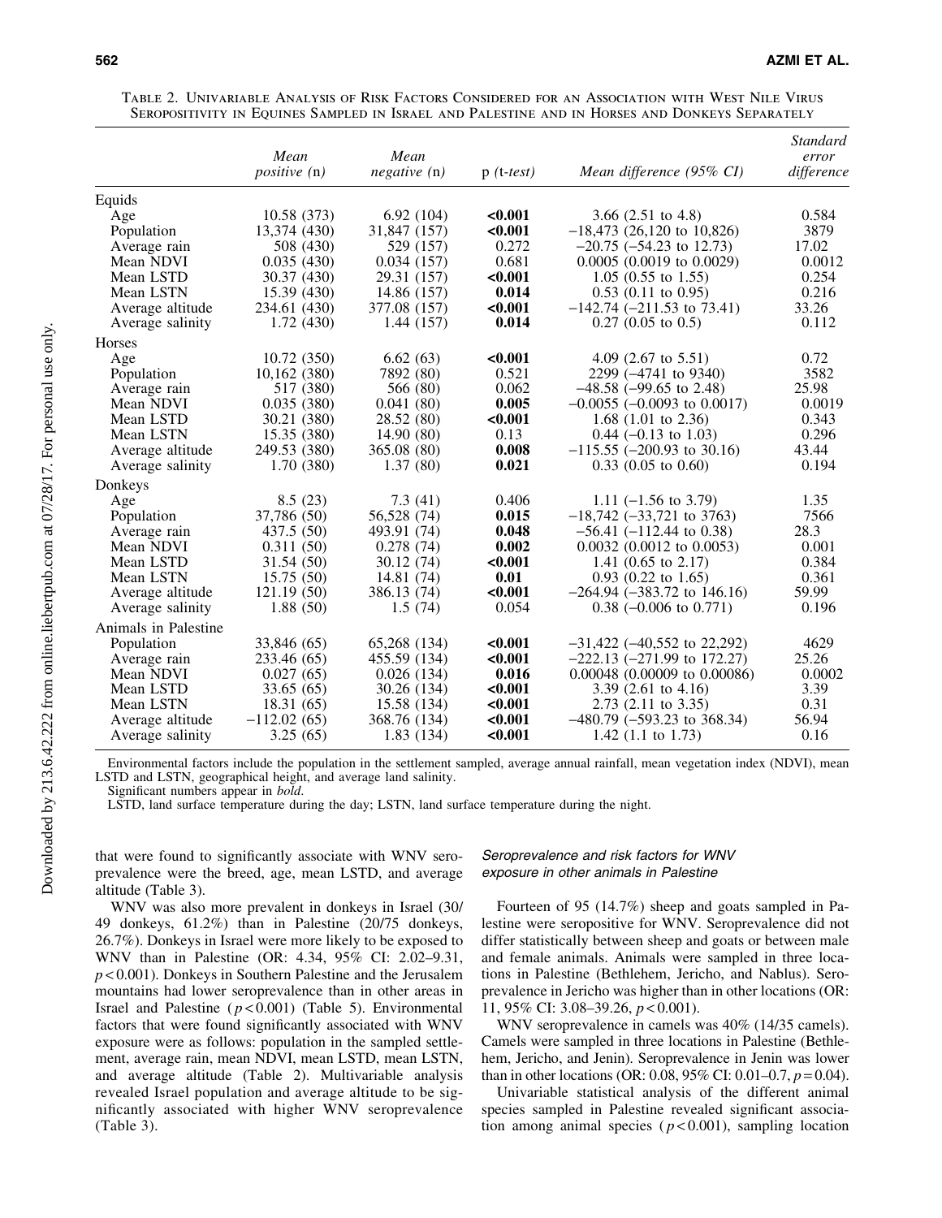Table 2. Univariable Analysis of Risk Factors Considered for an Association with West Nile Virus Seropositivity in Equines Sampled in Israel and Palestine and in Horses and Donkeys Separately

| | *Mean positive* (n) | *Mean negative* (n) | p *(t-test)* | *Mean difference (95% CI)* | *Standard error difference* |
|---|---|---|---|---|---|
| Equids | | | | | |
| Age | 10.58 (373) | 6.92 (104) | **<0.001** | 3.66 (2.51 to 4.8) | 0.584 |
| Population | 13,374 (430) | 31,847 (157) | **<0.001** | −18,473 (26,120 to 10,826) | 3879 |
| Average rain | 508 (430) | 529 (157) | 0.272 | −20.75 (−54.23 to 12.73) | 17.02 |
| Mean NDVI | 0.035 (430) | 0.034 (157) | 0.681 | 0.0005 (0.0019 to 0.0029) | 0.0012 |
| Mean LSTD | 30.37 (430) | 29.31 (157) | **<0.001** | 1.05 (0.55 to 1.55) | 0.254 |
| Mean LSTN | 15.39 (430) | 14.86 (157) | **0.014** | 0.53 (0.11 to 0.95) | 0.216 |
| Average altitude | 234.61 (430) | 377.08 (157) | **<0.001** | −142.74 (−211.53 to 73.41) | 33.26 |
| Average salinity | 1.72 (430) | 1.44 (157) | **0.014** | 0.27 (0.05 to 0.5) | 0.112 |
| Horses | | | | | |
| Age | 10.72 (350) | 6.62 (63) | **<0.001** | 4.09 (2.67 to 5.51) | 0.72 |
| Population | 10,162 (380) | 7892 (80) | 0.521 | 2299 (−4741 to 9340) | 3582 |
| Average rain | 517 (380) | 566 (80) | 0.062 | −48.58 (−99.65 to 2.48) | 25.98 |
| Mean NDVI | 0.035 (380) | 0.041 (80) | **0.005** | −0.0055 (−0.0093 to 0.0017) | 0.0019 |
| Mean LSTD | 30.21 (380) | 28.52 (80) | **<0.001** | 1.68 (1.01 to 2.36) | 0.343 |
| Mean LSTN | 15.35 (380) | 14.90 (80) | 0.13 | 0.44 (−0.13 to 1.03) | 0.296 |
| Average altitude | 249.53 (380) | 365.08 (80) | **0.008** | −115.55 (−200.93 to 30.16) | 43.44 |
| Average salinity | 1.70 (380) | 1.37 (80) | **0.021** | 0.33 (0.05 to 0.60) | 0.194 |
| Donkeys | | | | | |
| Age | 8.5 (23) | 7.3 (41) | 0.406 | 1.11 (−1.56 to 3.79) | 1.35 |
| Population | 37,786 (50) | 56,528 (74) | **0.015** | −18,742 (−33,721 to 3763) | 7566 |
| Average rain | 437.5 (50) | 493.91 (74) | **0.048** | −56.41 (−112.44 to 0.38) | 28.3 |
| Mean NDVI | 0.311 (50) | 0.278 (74) | **0.002** | 0.0032 (0.0012 to 0.0053) | 0.001 |
| Mean LSTD | 31.54 (50) | 30.12 (74) | **<0.001** | 1.41 (0.65 to 2.17) | 0.384 |
| Mean LSTN | 15.75 (50) | 14.81 (74) | **0.01** | 0.93 (0.22 to 1.65) | 0.361 |
| Average altitude | 121.19 (50) | 386.13 (74) | **<0.001** | −264.94 (−383.72 to 146.16) | 59.99 |
| Average salinity | 1.88 (50) | 1.5 (74) | 0.054 | 0.38 (−0.006 to 0.771) | 0.196 |
| Animals in Palestine | | | | | |
| Population | 33,846 (65) | 65,268 (134) | **<0.001** | −31,422 (−40,552 to 22,292) | 4629 |
| Average rain | 233.46 (65) | 455.59 (134) | **<0.001** | −222.13 (−271.99 to 172.27) | 25.26 |
| Mean NDVI | 0.027 (65) | 0.026 (134) | **0.016** | 0.00048 (0.00009 to 0.00086) | 0.0002 |
| Mean LSTD | 33.65 (65) | 30.26 (134) | **<0.001** | 3.39 (2.61 to 4.16) | 3.39 |
| Mean LSTN | 18.31 (65) | 15.58 (134) | **<0.001** | 2.73 (2.11 to 3.35) | 0.31 |
| Average altitude | −112.02 (65) | 368.76 (134) | **<0.001** | −480.79 (−593.23 to 368.34) | 56.94 |
| Average salinity | 3.25 (65) | 1.83 (134) | **<0.001** | 1.42 (1.1 to 1.73) | 0.16 |

Environmental factors include the population in the settlement sampled, average annual rainfall, mean vegetation index (NDVI), mean LSTD and LSTN, geographical height, and average land salinity.

Significant numbers appear in *bold*.

LSTD, land surface temperature during the day; LSTN, land surface temperature during the night.

that were found to significantly associate with WNV seroprevalence were the breed, age, mean LSTD, and average altitude (Table 3).

WNV was also more prevalent in donkeys in Israel (30/49 donkeys, 61.2%) than in Palestine (20/75 donkeys, 26.7%). Donkeys in Israel were more likely to be exposed to WNV than in Palestine (OR: 4.34, 95% CI: 2.02–9.31, $p<0.001$). Donkeys in Southern Palestine and the Jerusalem mountains had lower seroprevalence than in other areas in Israel and Palestine ($p<0.001$) (Table 5). Environmental factors that were found significantly associated with WNV exposure were as follows: population in the sampled settlement, average rain, mean NDVI, mean LSTD, mean LSTN, and average altitude (Table 2). Multivariable analysis revealed Israel population and average altitude to be significantly associated with higher WNV seroprevalence (Table 3).

### *Seroprevalence and risk factors for WNV exposure in other animals in Palestine*

Fourteen of 95 (14.7%) sheep and goats sampled in Palestine were seropositive for WNV. Seroprevalence did not differ statistically between sheep and goats or between male and female animals. Animals were sampled in three locations in Palestine (Bethlehem, Jericho, and Nablus). Seroprevalence in Jericho was higher than in other locations (OR: 11, 95% CI: 3.08–39.26, $p<0.001$).

WNV seroprevalence in camels was 40% (14/35 camels). Camels were sampled in three locations in Palestine (Bethlehem, Jericho, and Jenin). Seroprevalence in Jenin was lower than in other locations (OR: 0.08, 95% CI: 0.01–0.7, $p=0.04$).

Univariable statistical analysis of the different animal species sampled in Palestine revealed significant association among animal species ($p<0.001$), sampling location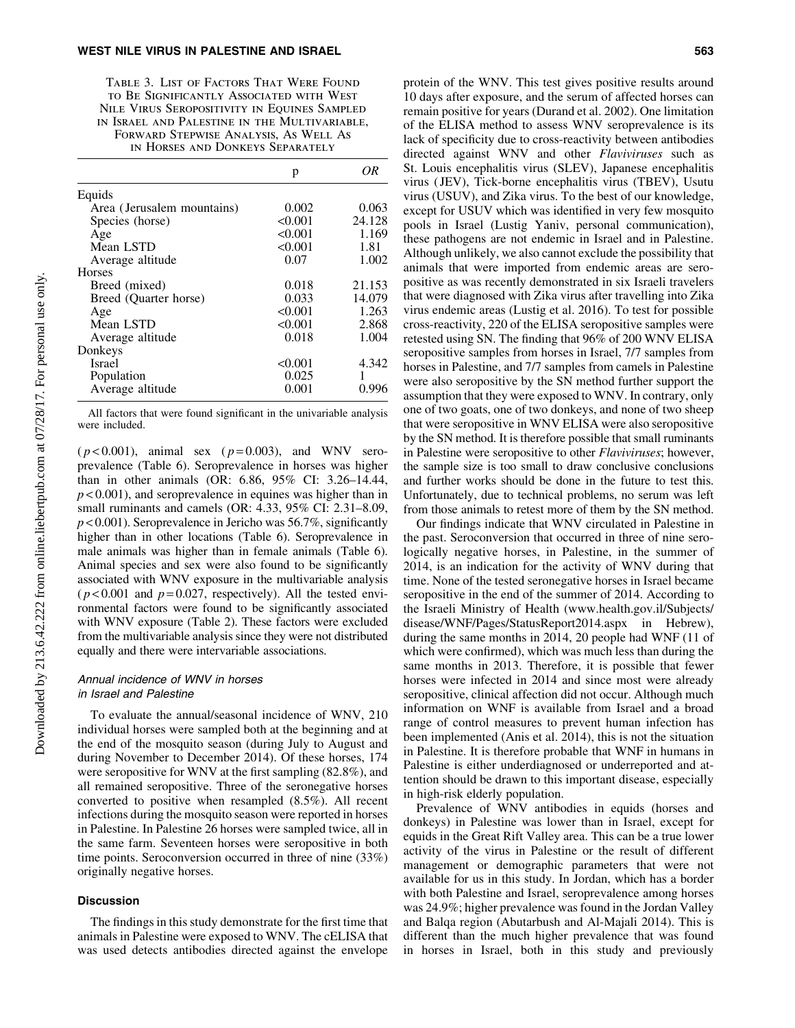Table 3. List of Factors That Were Found to Be Significantly Associated with West Nile Virus Seropositivity in Equines Sampled in Israel and Palestine in the Multivariable, Forward Stepwise Analysis, As Well As in Horses and Donkeys Separately

| | p | OR |
|---|---|---|
| Equids | | |
| Area (Jerusalem mountains) | 0.002 | 0.063 |
| Species (horse) | <0.001 | 24.128 |
| Age | <0.001 | 1.169 |
| Mean LSTD | <0.001 | 1.81 |
| Average altitude | 0.07 | 1.002 |
| Horses | | |
| Breed (mixed) | 0.018 | 21.153 |
| Breed (Quarter horse) | 0.033 | 14.079 |
| Age | <0.001 | 1.263 |
| Mean LSTD | <0.001 | 2.868 |
| Average altitude | 0.018 | 1.004 |
| Donkeys | | |
| Israel | <0.001 | 4.342 |
| Population | 0.025 | 1 |
| Average altitude | 0.001 | 0.996 |

All factors that were found significant in the univariable analysis were included.

($p<0.001$), animal sex ($p=0.003$), and WNV seroprevalence (Table 6). Seroprevalence in horses was higher than in other animals (OR: 6.86, 95% CI: 3.26–14.44, $p<0.001$), and seroprevalence in equines was higher than in small ruminants and camels (OR: 4.33, 95% CI: 2.31–8.09, $p<0.001$). Seroprevalence in Jericho was 56.7%, significantly higher than in other locations (Table 6). Seroprevalence in male animals was higher than in female animals (Table 6). Animal species and sex were also found to be significantly associated with WNV exposure in the multivariable analysis ($p<0.001$ and $p=0.027$, respectively). All the tested environmental factors were found to be significantly associated with WNV exposure (Table 2). These factors were excluded from the multivariable analysis since they were not distributed equally and there were intervariable associations.

### *Annual incidence of WNV in horses in Israel and Palestine*

To evaluate the annual/seasonal incidence of WNV, 210 individual horses were sampled both at the beginning and at the end of the mosquito season (during July to August and during November to December 2014). Of these horses, 174 were seropositive for WNV at the first sampling (82.8%), and all remained seropositive. Three of the seronegative horses converted to positive when resampled (8.5%). All recent infections during the mosquito season were reported in horses in Palestine. In Palestine 26 horses were sampled twice, all in the same farm. Seventeen horses were seropositive in both time points. Seroconversion occurred in three of nine (33%) originally negative horses.

## Discussion

The findings in this study demonstrate for the first time that animals in Palestine were exposed to WNV. The cELISA that was used detects antibodies directed against the envelope protein of the WNV. This test gives positive results around 10 days after exposure, and the serum of affected horses can remain positive for years (Durand et al. 2002). One limitation of the ELISA method to assess WNV seroprevalence is its lack of specificity due to cross-reactivity between antibodies directed against WNV and other *Flaviviruses* such as St. Louis encephalitis virus (SLEV), Japanese encephalitis virus (JEV), Tick-borne encephalitis virus (TBEV), Usutu virus (USUV), and Zika virus. To the best of our knowledge, except for USUV which was identified in very few mosquito pools in Israel (Lustig Yaniv, personal communication), these pathogens are not endemic in Israel and in Palestine. Although unlikely, we also cannot exclude the possibility that animals that were imported from endemic areas are seropositive as was recently demonstrated in six Israeli travelers that were diagnosed with Zika virus after travelling into Zika virus endemic areas (Lustig et al. 2016). To test for possible cross-reactivity, 220 of the ELISA seropositive samples were retested using SN. The finding that 96% of 200 WNV ELISA seropositive samples from horses in Israel, 7/7 samples from horses in Palestine, and 7/7 samples from camels in Palestine were also seropositive by the SN method further support the assumption that they were exposed to WNV. In contrary, only one of two goats, one of two donkeys, and none of two sheep that were seropositive in WNV ELISA were also seropositive by the SN method. It is therefore possible that small ruminants in Palestine were seropositive to other *Flaviviruses*; however, the sample size is too small to draw conclusive conclusions and further works should be done in the future to test this. Unfortunately, due to technical problems, no serum was left from those animals to retest more of them by the SN method.

Our findings indicate that WNV circulated in Palestine in the past. Seroconversion that occurred in three of nine serologically negative horses, in Palestine, in the summer of 2014, is an indication for the activity of WNV during that time. None of the tested seronegative horses in Israel became seropositive in the end of the summer of 2014. According to the Israeli Ministry of Health (www.health.gov.il/Subjects/disease/WNF/Pages/StatusReport2014.aspx in Hebrew), during the same months in 2014, 20 people had WNF (11 of which were confirmed), which was much less than during the same months in 2013. Therefore, it is possible that fewer horses were infected in 2014 and since most were already seropositive, clinical affection did not occur. Although much information on WNF is available from Israel and a broad range of control measures to prevent human infection has been implemented (Anis et al. 2014), this is not the situation in Palestine. It is therefore probable that WNF in humans in Palestine is either underdiagnosed or underreported and attention should be drawn to this important disease, especially in high-risk elderly population.

Prevalence of WNV antibodies in equids (horses and donkeys) in Palestine was lower than in Israel, except for equids in the Great Rift Valley area. This can be a true lower activity of the virus in Palestine or the result of different management or demographic parameters that were not available for us in this study. In Jordan, which has a border with both Palestine and Israel, seroprevalence among horses was 24.9%; higher prevalence was found in the Jordan Valley and Balqa region (Abutarbush and Al-Majali 2014). This is different than the much higher prevalence that was found in horses in Israel, both in this study and previously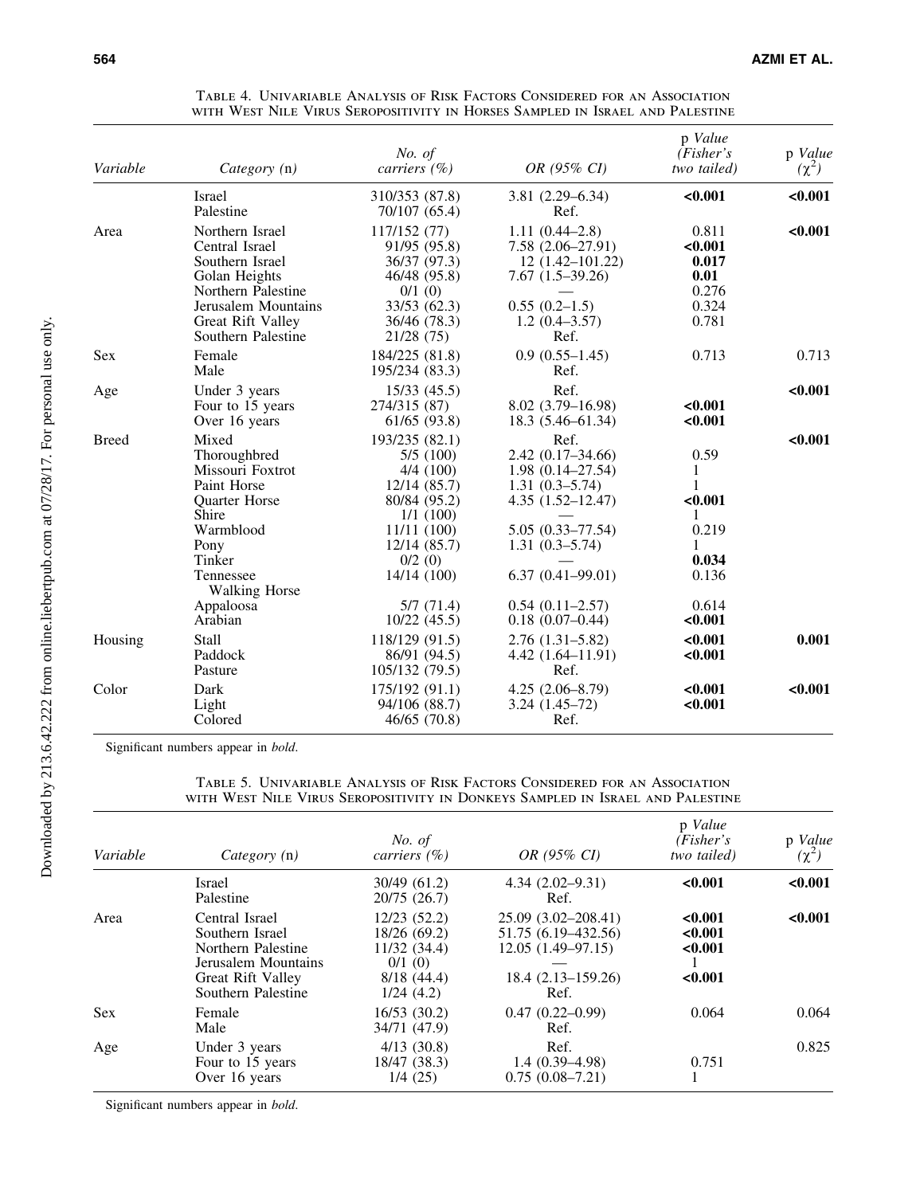Table 4. Univariable Analysis of Risk Factors Considered for an Association with West Nile Virus Seropositivity in Horses Sampled in Israel and Palestine

| Variable | Category (n) | No. of carriers (%) | OR (95% CI) | p Value (Fisher's two tailed) | p Value ($\chi^2$) |
|---|---|---|---|---|---|
| | Israel | 310/353 (87.8) | 3.81 (2.29–6.34) | **<0.001** | **<0.001** |
| | Palestine | 70/107 (65.4) | Ref. | | |
| Area | Northern Israel | 117/152 (77) | 1.11 (0.44–2.8) | 0.811 | **<0.001** |
| | Central Israel | 91/95 (95.8) | 7.58 (2.06–27.91) | **<0.001** | |
| | Southern Israel | 36/37 (97.3) | 12 (1.42–101.22) | **0.017** | |
| | Golan Heights | 46/48 (95.8) | 7.67 (1.5–39.26) | **0.01** | |
| | Northern Palestine | 0/1 (0) | — | 0.276 | |
| | Jerusalem Mountains | 33/53 (62.3) | 0.55 (0.2–1.5) | 0.324 | |
| | Great Rift Valley | 36/46 (78.3) | 1.2 (0.4–3.57) | 0.781 | |
| | Southern Palestine | 21/28 (75) | Ref. | | |
| Sex | Female | 184/225 (81.8) | 0.9 (0.55–1.45) | 0.713 | 0.713 |
| | Male | 195/234 (83.3) | Ref. | | |
| Age | Under 3 years | 15/33 (45.5) | Ref. | | **<0.001** |
| | Four to 15 years | 274/315 (87) | 8.02 (3.79–16.98) | **<0.001** | |
| | Over 16 years | 61/65 (93.8) | 18.3 (5.46–61.34) | **<0.001** | |
| Breed | Mixed | 193/235 (82.1) | Ref. | | **<0.001** |
| | Thoroughbred | 5/5 (100) | 2.42 (0.17–34.66) | 0.59 | |
| | Missouri Foxtrot | 4/4 (100) | 1.98 (0.14–27.54) | 1 | |
| | Paint Horse | 12/14 (85.7) | 1.31 (0.3–5.74) | 1 | |
| | Quarter Horse | 80/84 (95.2) | 4.35 (1.52–12.47) | **<0.001** | |
| | Shire | 1/1 (100) | — | 1 | |
| | Warmblood | 11/11 (100) | 5.05 (0.33–77.54) | 0.219 | |
| | Pony | 12/14 (85.7) | 1.31 (0.3–5.74) | 1 | |
| | Tinker | 0/2 (0) | — | **0.034** | |
| | Tennessee Walking Horse | 14/14 (100) | 6.37 (0.41–99.01) | 0.136 | |
| | Appaloosa | 5/7 (71.4) | 0.54 (0.11–2.57) | 0.614 | |
| | Arabian | 10/22 (45.5) | 0.18 (0.07–0.44) | **<0.001** | |
| Housing | Stall | 118/129 (91.5) | 2.76 (1.31–5.82) | **<0.001** | **0.001** |
| | Paddock | 86/91 (94.5) | 4.42 (1.64–11.91) | **<0.001** | |
| | Pasture | 105/132 (79.5) | Ref. | | |
| Color | Dark | 175/192 (91.1) | 4.25 (2.06–8.79) | **<0.001** | **<0.001** |
| | Light | 94/106 (88.7) | 3.24 (1.45–72) | **<0.001** | |
| | Colored | 46/65 (70.8) | Ref. | | |

Significant numbers appear in *bold*.

Table 5. Univariable Analysis of Risk Factors Considered for an Association with West Nile Virus Seropositivity in Donkeys Sampled in Israel and Palestine

| Variable | Category (n) | No. of carriers (%) | OR (95% CI) | p Value (Fisher's two tailed) | p Value ($\chi^2$) |
|---|---|---|---|---|---|
| | Israel | 30/49 (61.2) | 4.34 (2.02–9.31) | **<0.001** | **<0.001** |
| | Palestine | 20/75 (26.7) | Ref. | | |
| Area | Central Israel | 12/23 (52.2) | 25.09 (3.02–208.41) | **<0.001** | **<0.001** |
| | Southern Israel | 18/26 (69.2) | 51.75 (6.19–432.56) | **<0.001** | |
| | Northern Palestine | 11/32 (34.4) | 12.05 (1.49–97.15) | **<0.001** | |
| | Jerusalem Mountains | 0/1 (0) | — | 1 | |
| | Great Rift Valley | 8/18 (44.4) | 18.4 (2.13–159.26) | **<0.001** | |
| | Southern Palestine | 1/24 (4.2) | Ref. | | |
| Sex | Female | 16/53 (30.2) | 0.47 (0.22–0.99) | 0.064 | 0.064 |
| | Male | 34/71 (47.9) | Ref. | | |
| Age | Under 3 years | 4/13 (30.8) | Ref. | | 0.825 |
| | Four to 15 years | 18/47 (38.3) | 1.4 (0.39–4.98) | 0.751 | |
| | Over 16 years | 1/4 (25) | 0.75 (0.08–7.21) | 1 | |

Significant numbers appear in *bold*.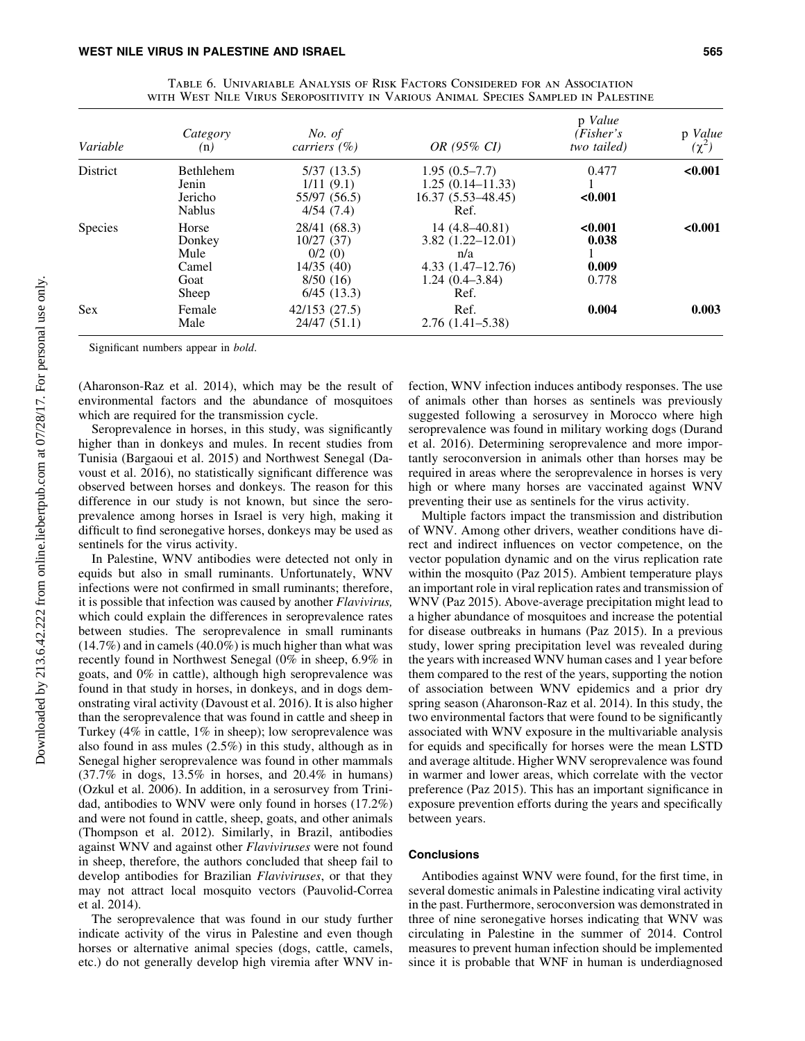Table 6. Univariable Analysis of Risk Factors Considered for an Association with West Nile Virus Seropositivity in Various Animal Species Sampled in Palestine

| Variable | Category (n) | No. of carriers (%) | OR (95% CI) | p Value (Fisher's two tailed) | p Value ($\chi^2$) |
|---|---|---|---|---|---|
| District | Bethlehem | 5/37 (13.5) | 1.95 (0.5–7.7) | 0.477 | **<0.001** |
| | Jenin | 1/11 (9.1) | 1.25 (0.14–11.33) | 1 | |
| | Jericho | 55/97 (56.5) | 16.37 (5.53–48.45) | **<0.001** | |
| | Nablus | 4/54 (7.4) | Ref. | | |
| Species | Horse | 28/41 (68.3) | 14 (4.8–40.81) | **<0.001** | **<0.001** |
| | Donkey | 10/27 (37) | 3.82 (1.22–12.01) | **0.038** | |
| | Mule | 0/2 (0) | n/a | 1 | |
| | Camel | 14/35 (40) | 4.33 (1.47–12.76) | **0.009** | |
| | Goat | 8/50 (16) | 1.24 (0.4–3.84) | 0.778 | |
| | Sheep | 6/45 (13.3) | Ref. | | |
| Sex | Female | 42/153 (27.5) | Ref. | **0.004** | **0.003** |
| | Male | 24/47 (51.1) | 2.76 (1.41–5.38) | | |

Significant numbers appear in *bold*.

(Aharonson-Raz et al. 2014), which may be the result of environmental factors and the abundance of mosquitoes which are required for the transmission cycle.

Seroprevalence in horses, in this study, was significantly higher than in donkeys and mules. In recent studies from Tunisia (Bargaoui et al. 2015) and Northwest Senegal (Davoust et al. 2016), no statistically significant difference was observed between horses and donkeys. The reason for this difference in our study is not known, but since the seroprevalence among horses in Israel is very high, making it difficult to find seronegative horses, donkeys may be used as sentinels for the virus activity.

In Palestine, WNV antibodies were detected not only in equids but also in small ruminants. Unfortunately, WNV infections were not confirmed in small ruminants; therefore, it is possible that infection was caused by another *Flavivirus,* which could explain the differences in seroprevalence rates between studies. The seroprevalence in small ruminants (14.7%) and in camels (40.0%) is much higher than what was recently found in Northwest Senegal (0% in sheep, 6.9% in goats, and 0% in cattle), although high seroprevalence was found in that study in horses, in donkeys, and in dogs demonstrating viral activity (Davoust et al. 2016). It is also higher than the seroprevalence that was found in cattle and sheep in Turkey (4% in cattle, 1% in sheep); low seroprevalence was also found in ass mules (2.5%) in this study, although as in Senegal higher seroprevalence was found in other mammals (37.7% in dogs, 13.5% in horses, and 20.4% in humans) (Ozkul et al. 2006). In addition, in a serosurvey from Trinidad, antibodies to WNV were only found in horses (17.2%) and were not found in cattle, sheep, goats, and other animals (Thompson et al. 2012). Similarly, in Brazil, antibodies against WNV and against other *Flaviviruses* were not found in sheep, therefore, the authors concluded that sheep fail to develop antibodies for Brazilian *Flaviviruses*, or that they may not attract local mosquito vectors (Pauvolid-Correa et al. 2014).

The seroprevalence that was found in our study further indicate activity of the virus in Palestine and even though horses or alternative animal species (dogs, cattle, camels, etc.) do not generally develop high viremia after WNV infection, WNV infection induces antibody responses. The use of animals other than horses as sentinels was previously suggested following a serosurvey in Morocco where high seroprevalence was found in military working dogs (Durand et al. 2016). Determining seroprevalence and more importantly seroconversion in animals other than horses may be required in areas where the seroprevalence in horses is very high or where many horses are vaccinated against WNV preventing their use as sentinels for the virus activity.

Multiple factors impact the transmission and distribution of WNV. Among other drivers, weather conditions have direct and indirect influences on vector competence, on the vector population dynamic and on the virus replication rate within the mosquito (Paz 2015). Ambient temperature plays an important role in viral replication rates and transmission of WNV (Paz 2015). Above-average precipitation might lead to a higher abundance of mosquitoes and increase the potential for disease outbreaks in humans (Paz 2015). In a previous study, lower spring precipitation level was revealed during the years with increased WNV human cases and 1 year before them compared to the rest of the years, supporting the notion of association between WNV epidemics and a prior dry spring season (Aharonson-Raz et al. 2014). In this study, the two environmental factors that were found to be significantly associated with WNV exposure in the multivariable analysis for equids and specifically for horses were the mean LSTD and average altitude. Higher WNV seroprevalence was found in warmer and lower areas, which correlate with the vector preference (Paz 2015). This has an important significance in exposure prevention efforts during the years and specifically between years.

## Conclusions

Antibodies against WNV were found, for the first time, in several domestic animals in Palestine indicating viral activity in the past. Furthermore, seroconversion was demonstrated in three of nine seronegative horses indicating that WNV was circulating in Palestine in the summer of 2014. Control measures to prevent human infection should be implemented since it is probable that WNF in human is underdiagnosed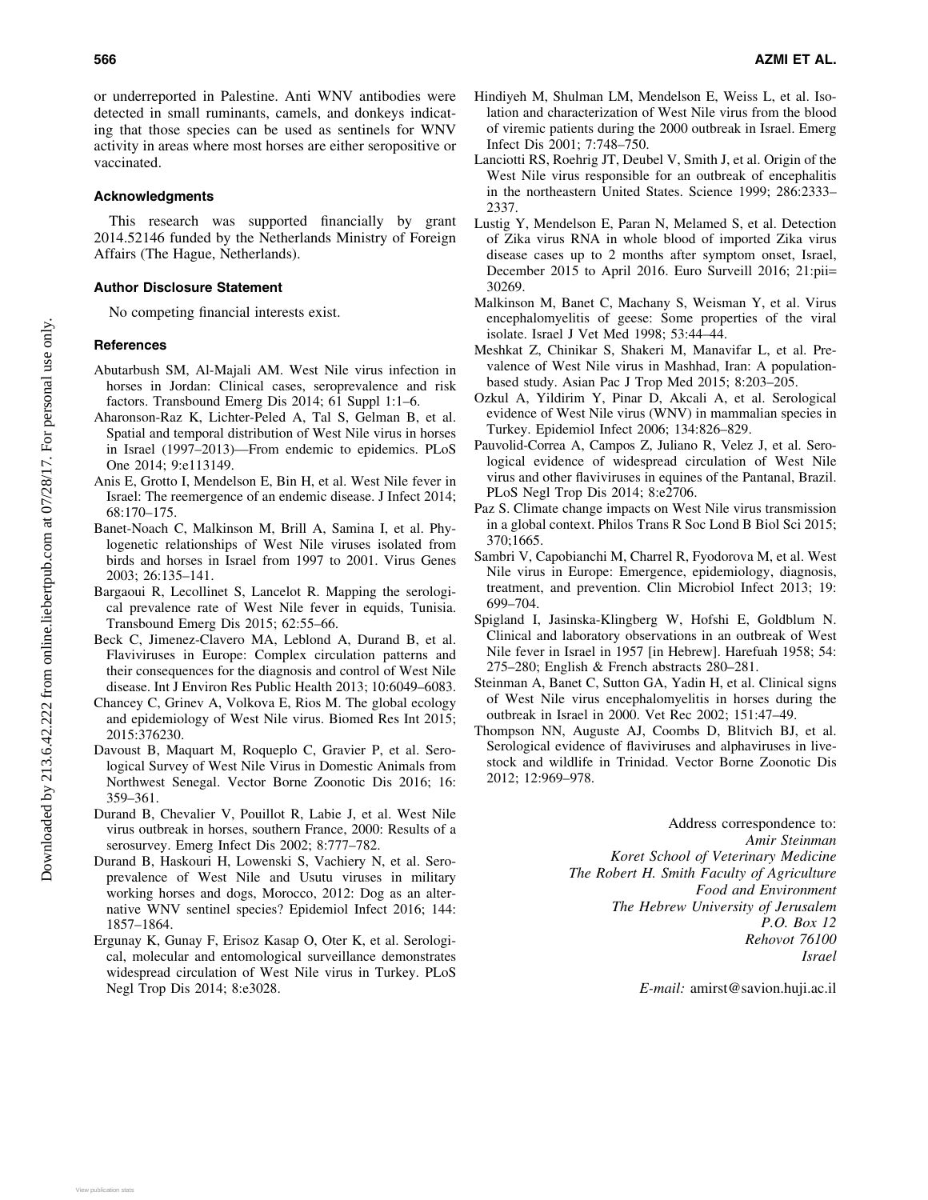or underreported in Palestine. Anti WNV antibodies were detected in small ruminants, camels, and donkeys indicating that those species can be used as sentinels for WNV activity in areas where most horses are either seropositive or vaccinated.

### Acknowledgments

This research was supported financially by grant 2014.52146 funded by the Netherlands Ministry of Foreign Affairs (The Hague, Netherlands).

### Author Disclosure Statement

No competing financial interests exist.

### References

Abutarbush SM, Al-Majali AM. West Nile virus infection in horses in Jordan: Clinical cases, seroprevalence and risk factors. Transbound Emerg Dis 2014; 61 Suppl 1:1–6.

Aharonson-Raz K, Lichter-Peled A, Tal S, Gelman B, et al. Spatial and temporal distribution of West Nile virus in horses in Israel (1997–2013)—From endemic to epidemics. PLoS One 2014; 9:e113149.

Anis E, Grotto I, Mendelson E, Bin H, et al. West Nile fever in Israel: The reemergence of an endemic disease. J Infect 2014; 68:170–175.

Banet-Noach C, Malkinson M, Brill A, Samina I, et al. Phylogenetic relationships of West Nile viruses isolated from birds and horses in Israel from 1997 to 2001. Virus Genes 2003; 26:135–141.

Bargaoui R, Lecollinet S, Lancelot R. Mapping the serological prevalence rate of West Nile fever in equids, Tunisia. Transbound Emerg Dis 2015; 62:55–66.

Beck C, Jimenez-Clavero MA, Leblond A, Durand B, et al. Flaviviruses in Europe: Complex circulation patterns and their consequences for the diagnosis and control of West Nile disease. Int J Environ Res Public Health 2013; 10:6049–6083.

Chancey C, Grinev A, Volkova E, Rios M. The global ecology and epidemiology of West Nile virus. Biomed Res Int 2015; 2015:376230.

Davoust B, Maquart M, Roqueplo C, Gravier P, et al. Serological Survey of West Nile Virus in Domestic Animals from Northwest Senegal. Vector Borne Zoonotic Dis 2016; 16: 359–361.

Durand B, Chevalier V, Pouillot R, Labie J, et al. West Nile virus outbreak in horses, southern France, 2000: Results of a serosurvey. Emerg Infect Dis 2002; 8:777–782.

Durand B, Haskouri H, Lowenski S, Vachiery N, et al. Seroprevalence of West Nile and Usutu viruses in military working horses and dogs, Morocco, 2012: Dog as an alternative WNV sentinel species? Epidemiol Infect 2016; 144: 1857–1864.

Ergunay K, Gunay F, Erisoz Kasap O, Oter K, et al. Serological, molecular and entomological surveillance demonstrates widespread circulation of West Nile virus in Turkey. PLoS Negl Trop Dis 2014; 8:e3028.

Hindiyeh M, Shulman LM, Mendelson E, Weiss L, et al. Isolation and characterization of West Nile virus from the blood of viremic patients during the 2000 outbreak in Israel. Emerg Infect Dis 2001; 7:748–750.

Lanciotti RS, Roehrig JT, Deubel V, Smith J, et al. Origin of the West Nile virus responsible for an outbreak of encephalitis in the northeastern United States. Science 1999; 286:2333–2337.

Lustig Y, Mendelson E, Paran N, Melamed S, et al. Detection of Zika virus RNA in whole blood of imported Zika virus disease cases up to 2 months after symptom onset, Israel, December 2015 to April 2016. Euro Surveill 2016; 21:pii=30269.

Malkinson M, Banet C, Machany S, Weisman Y, et al. Virus encephalomyelitis of geese: Some properties of the viral isolate. Israel J Vet Med 1998; 53:44–44.

Meshkat Z, Chinikar S, Shakeri M, Manavifar L, et al. Prevalence of West Nile virus in Mashhad, Iran: A population-based study. Asian Pac J Trop Med 2015; 8:203–205.

Ozkul A, Yildirim Y, Pinar D, Akcali A, et al. Serological evidence of West Nile virus (WNV) in mammalian species in Turkey. Epidemiol Infect 2006; 134:826–829.

Pauvolid-Correa A, Campos Z, Juliano R, Velez J, et al. Serological evidence of widespread circulation of West Nile virus and other flaviviruses in equines of the Pantanal, Brazil. PLoS Negl Trop Dis 2014; 8:e2706.

Paz S. Climate change impacts on West Nile virus transmission in a global context. Philos Trans R Soc Lond B Biol Sci 2015; 370;1665.

Sambri V, Capobianchi M, Charrel R, Fyodorova M, et al. West Nile virus in Europe: Emergence, epidemiology, diagnosis, treatment, and prevention. Clin Microbiol Infect 2013; 19: 699–704.

Spigland I, Jasinska-Klingberg W, Hofshi E, Goldblum N. Clinical and laboratory observations in an outbreak of West Nile fever in Israel in 1957 [in Hebrew]. Harefuah 1958; 54: 275–280; English & French abstracts 280–281.

Steinman A, Banet C, Sutton GA, Yadin H, et al. Clinical signs of West Nile virus encephalomyelitis in horses during the outbreak in Israel in 2000. Vet Rec 2002; 151:47–49.

Thompson NN, Auguste AJ, Coombs D, Blitvich BJ, et al. Serological evidence of flaviviruses and alphaviruses in livestock and wildlife in Trinidad. Vector Borne Zoonotic Dis 2012; 12:969–978.

Address correspondence to:
*Amir Steinman*
*Koret School of Veterinary Medicine*
*The Robert H. Smith Faculty of Agriculture*
*Food and Environment*
*The Hebrew University of Jerusalem*
*P.O. Box 12*
*Rehovot 76100*
*Israel*

*E-mail:* amirst@savion.huji.ac.il